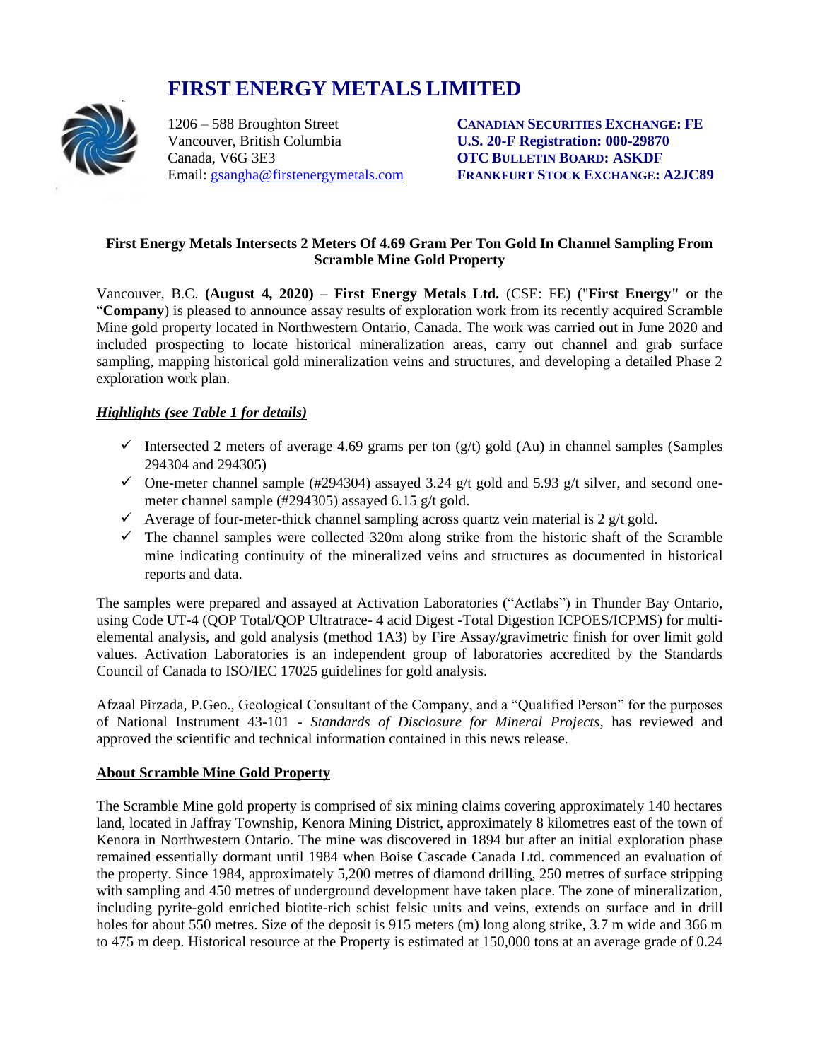# FIRST ENERGY METALS LIMITED

1206 – 588 Broughton Street
Vancouver, British Columbia
Canada, V6G 3E3
Email: gsangha@firstenergymetals.com

**CANADIAN SECURITIES EXCHANGE: FE**
**U.S. 20-F Registration: 000-29870**
**OTC BULLETIN BOARD: ASKDF**
**FRANKFURT STOCK EXCHANGE: A2JC89**

**First Energy Metals Intersects 2 Meters Of 4.69 Gram Per Ton Gold In Channel Sampling From Scramble Mine Gold Property**

Vancouver, B.C. **(August 4, 2020)** – **First Energy Metals Ltd.** (CSE: FE) ("**First Energy"** or the "**Company**) is pleased to announce assay results of exploration work from its recently acquired Scramble Mine gold property located in Northwestern Ontario, Canada. The work was carried out in June 2020 and included prospecting to locate historical mineralization areas, carry out channel and grab surface sampling, mapping historical gold mineralization veins and structures, and developing a detailed Phase 2 exploration work plan.

***Highlights (see Table 1 for details)***

- ✓ Intersected 2 meters of average 4.69 grams per ton (g/t) gold (Au) in channel samples (Samples 294304 and 294305)
- ✓ One-meter channel sample (#294304) assayed 3.24 g/t gold and 5.93 g/t silver, and second one-meter channel sample (#294305) assayed 6.15 g/t gold.
- ✓ Average of four-meter-thick channel sampling across quartz vein material is 2 g/t gold.
- ✓ The channel samples were collected 320m along strike from the historic shaft of the Scramble mine indicating continuity of the mineralized veins and structures as documented in historical reports and data.

The samples were prepared and assayed at Activation Laboratories ("Actlabs") in Thunder Bay Ontario, using Code UT-4 (QOP Total/QOP Ultratrace- 4 acid Digest -Total Digestion ICPOES/ICPMS) for multi-elemental analysis, and gold analysis (method 1A3) by Fire Assay/gravimetric finish for over limit gold values. Activation Laboratories is an independent group of laboratories accredited by the Standards Council of Canada to ISO/IEC 17025 guidelines for gold analysis.

Afzaal Pirzada, P.Geo., Geological Consultant of the Company, and a "Qualified Person" for the purposes of National Instrument 43-101 - *Standards of Disclosure for Mineral Projects*, has reviewed and approved the scientific and technical information contained in this news release.

**About Scramble Mine Gold Property**

The Scramble Mine gold property is comprised of six mining claims covering approximately 140 hectares land, located in Jaffray Township, Kenora Mining District, approximately 8 kilometres east of the town of Kenora in Northwestern Ontario. The mine was discovered in 1894 but after an initial exploration phase remained essentially dormant until 1984 when Boise Cascade Canada Ltd. commenced an evaluation of the property. Since 1984, approximately 5,200 metres of diamond drilling, 250 metres of surface stripping with sampling and 450 metres of underground development have taken place. The zone of mineralization, including pyrite-gold enriched biotite-rich schist felsic units and veins, extends on surface and in drill holes for about 550 metres. Size of the deposit is 915 meters (m) long along strike, 3.7 m wide and 366 m to 475 m deep. Historical resource at the Property is estimated at 150,000 tons at an average grade of 0.24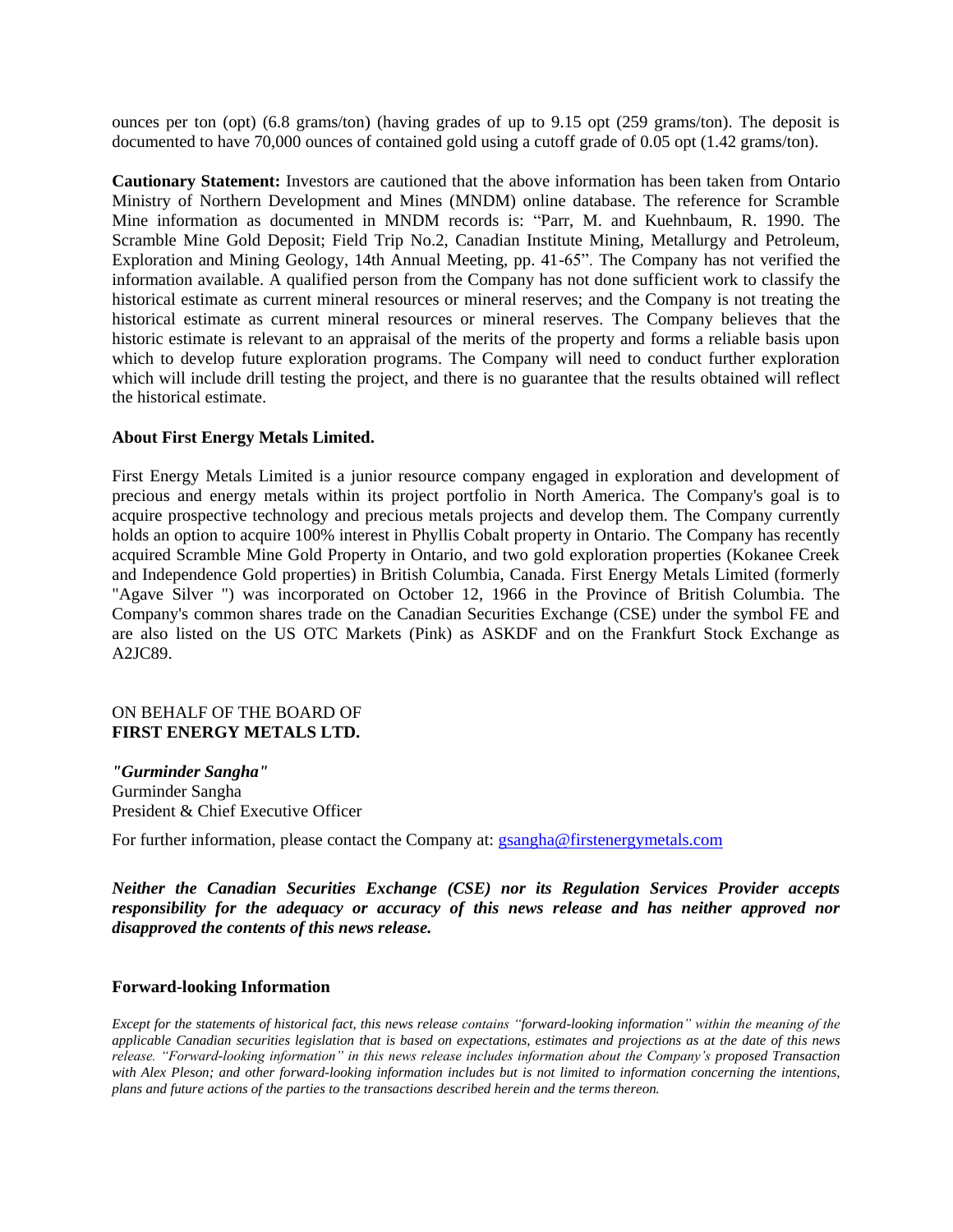ounces per ton (opt) (6.8 grams/ton) (having grades of up to 9.15 opt (259 grams/ton). The deposit is documented to have 70,000 ounces of contained gold using a cutoff grade of 0.05 opt (1.42 grams/ton).

**Cautionary Statement:** Investors are cautioned that the above information has been taken from Ontario Ministry of Northern Development and Mines (MNDM) online database. The reference for Scramble Mine information as documented in MNDM records is: "Parr, M. and Kuehnbaum, R. 1990. The Scramble Mine Gold Deposit; Field Trip No.2, Canadian Institute Mining, Metallurgy and Petroleum, Exploration and Mining Geology, 14th Annual Meeting, pp. 41-65". The Company has not verified the information available. A qualified person from the Company has not done sufficient work to classify the historical estimate as current mineral resources or mineral reserves; and the Company is not treating the historical estimate as current mineral resources or mineral reserves. The Company believes that the historic estimate is relevant to an appraisal of the merits of the property and forms a reliable basis upon which to develop future exploration programs. The Company will need to conduct further exploration which will include drill testing the project, and there is no guarantee that the results obtained will reflect the historical estimate.

**About First Energy Metals Limited.**

First Energy Metals Limited is a junior resource company engaged in exploration and development of precious and energy metals within its project portfolio in North America. The Company's goal is to acquire prospective technology and precious metals projects and develop them. The Company currently holds an option to acquire 100% interest in Phyllis Cobalt property in Ontario. The Company has recently acquired Scramble Mine Gold Property in Ontario, and two gold exploration properties (Kokanee Creek and Independence Gold properties) in British Columbia, Canada. First Energy Metals Limited (formerly "Agave Silver ") was incorporated on October 12, 1966 in the Province of British Columbia. The Company's common shares trade on the Canadian Securities Exchange (CSE) under the symbol FE and are also listed on the US OTC Markets (Pink) as ASKDF and on the Frankfurt Stock Exchange as A2JC89.

ON BEHALF OF THE BOARD OF
**FIRST ENERGY METALS LTD.**

***"Gurminder Sangha"***
Gurminder Sangha
President & Chief Executive Officer

For further information, please contact the Company at: gsangha@firstenergymetals.com

***Neither the Canadian Securities Exchange (CSE) nor its Regulation Services Provider accepts responsibility for the adequacy or accuracy of this news release and has neither approved nor disapproved the contents of this news release.***

**Forward-looking Information**

*Except for the statements of historical fact, this news release contains "forward-looking information" within the meaning of the applicable Canadian securities legislation that is based on expectations, estimates and projections as at the date of this news release. "Forward-looking information" in this news release includes information about the Company's proposed Transaction with Alex Pleson; and other forward-looking information includes but is not limited to information concerning the intentions, plans and future actions of the parties to the transactions described herein and the terms thereon.*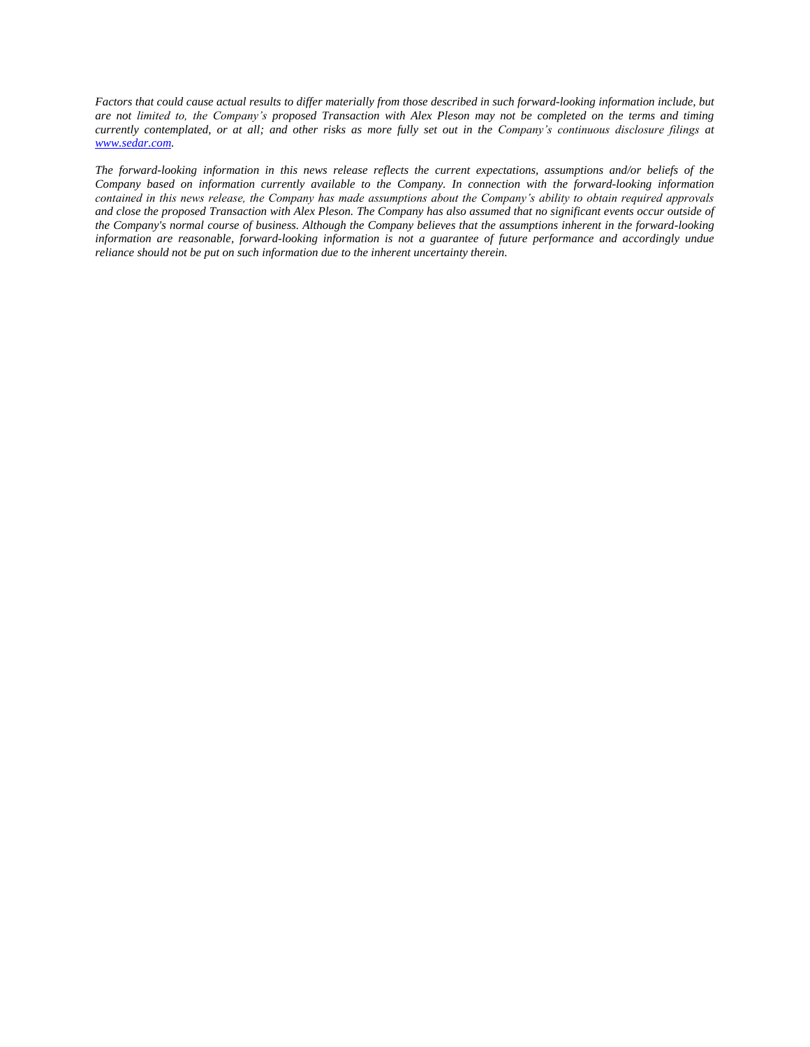*Factors that could cause actual results to differ materially from those described in such forward-looking information include, but are not limited to, the Company's proposed Transaction with Alex Pleson may not be completed on the terms and timing currently contemplated, or at all; and other risks as more fully set out in the Company's continuous disclosure filings at [www.sedar.com](http://www.sedar.com).*

*The forward-looking information in this news release reflects the current expectations, assumptions and/or beliefs of the Company based on information currently available to the Company. In connection with the forward-looking information contained in this news release, the Company has made assumptions about the Company's ability to obtain required approvals and close the proposed Transaction with Alex Pleson. The Company has also assumed that no significant events occur outside of the Company's normal course of business. Although the Company believes that the assumptions inherent in the forward-looking information are reasonable, forward-looking information is not a guarantee of future performance and accordingly undue reliance should not be put on such information due to the inherent uncertainty therein.*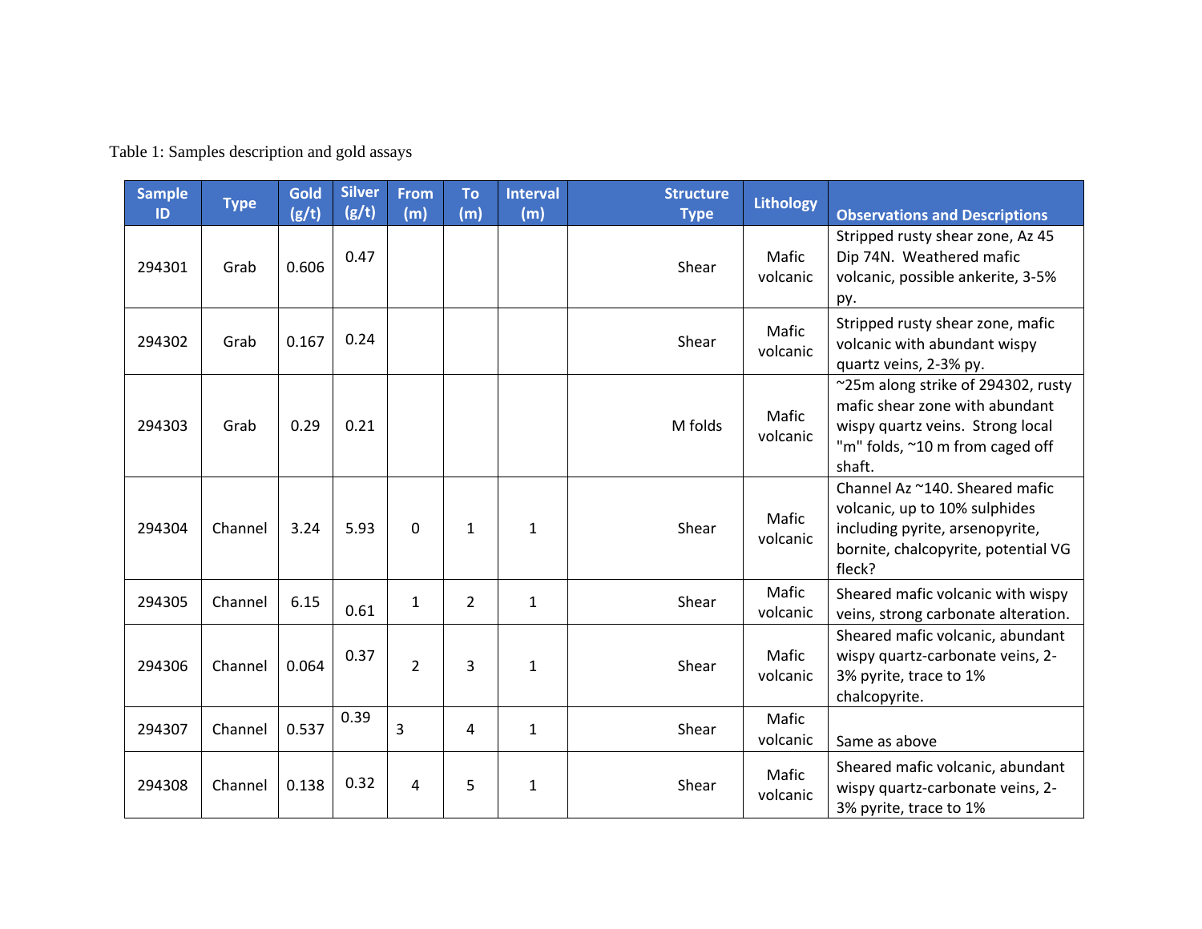Table 1: Samples description and gold assays

| Sample ID | Type | Gold (g/t) | Silver (g/t) | From (m) | To (m) | Interval (m) | Structure Type | Lithology | Observations and Descriptions |
|---|---|---|---|---|---|---|---|---|---|
| 294301 | Grab | 0.606 | 0.47 | | | | Shear | Mafic volcanic | Stripped rusty shear zone, Az 45 Dip 74N. Weathered mafic volcanic, possible ankerite, 3-5% py. |
| 294302 | Grab | 0.167 | 0.24 | | | | Shear | Mafic volcanic | Stripped rusty shear zone, mafic volcanic with abundant wispy quartz veins, 2-3% py. |
| 294303 | Grab | 0.29 | 0.21 | | | | M folds | Mafic volcanic | ~25m along strike of 294302, rusty mafic shear zone with abundant wispy quartz veins. Strong local "m" folds, ~10 m from caged off shaft. |
| 294304 | Channel | 3.24 | 5.93 | 0 | 1 | 1 | Shear | Mafic volcanic | Channel Az ~140. Sheared mafic volcanic, up to 10% sulphides including pyrite, arsenopyrite, bornite, chalcopyrite, potential VG fleck? |
| 294305 | Channel | 6.15 | 0.61 | 1 | 2 | 1 | Shear | Mafic volcanic | Sheared mafic volcanic with wispy veins, strong carbonate alteration. |
| 294306 | Channel | 0.064 | 0.37 | 2 | 3 | 1 | Shear | Mafic volcanic | Sheared mafic volcanic, abundant wispy quartz-carbonate veins, 2-3% pyrite, trace to 1% chalcopyrite. |
| 294307 | Channel | 0.537 | 0.39 | 3 | 4 | 1 | Shear | Mafic volcanic | Same as above |
| 294308 | Channel | 0.138 | 0.32 | 4 | 5 | 1 | Shear | Mafic volcanic | Sheared mafic volcanic, abundant wispy quartz-carbonate veins, 2-3% pyrite, trace to 1% |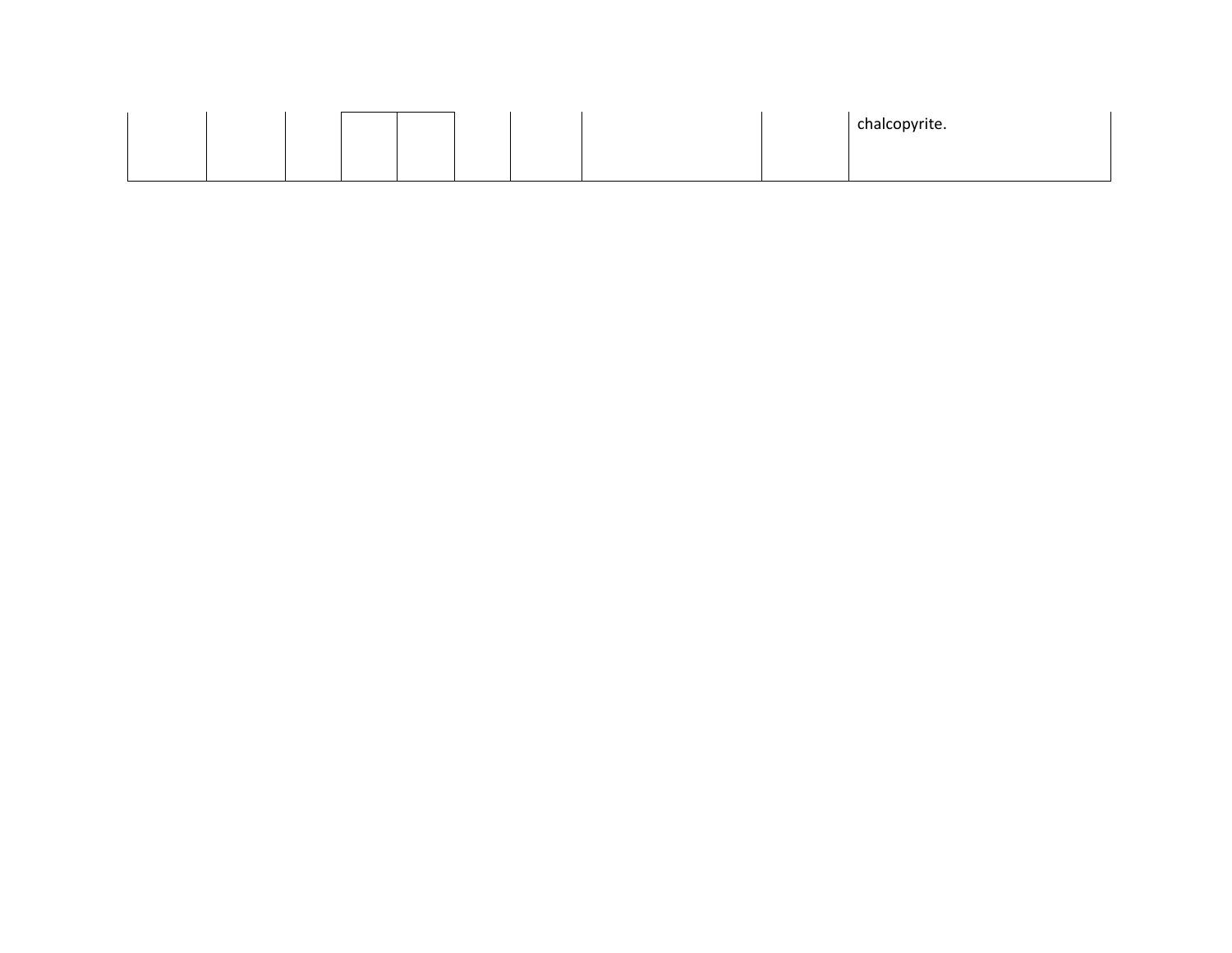| | | | | | | | | | |
|---|---|---|---|---|---|---|---|---|---|
| | | | | | | | | | chalcopyrite. |